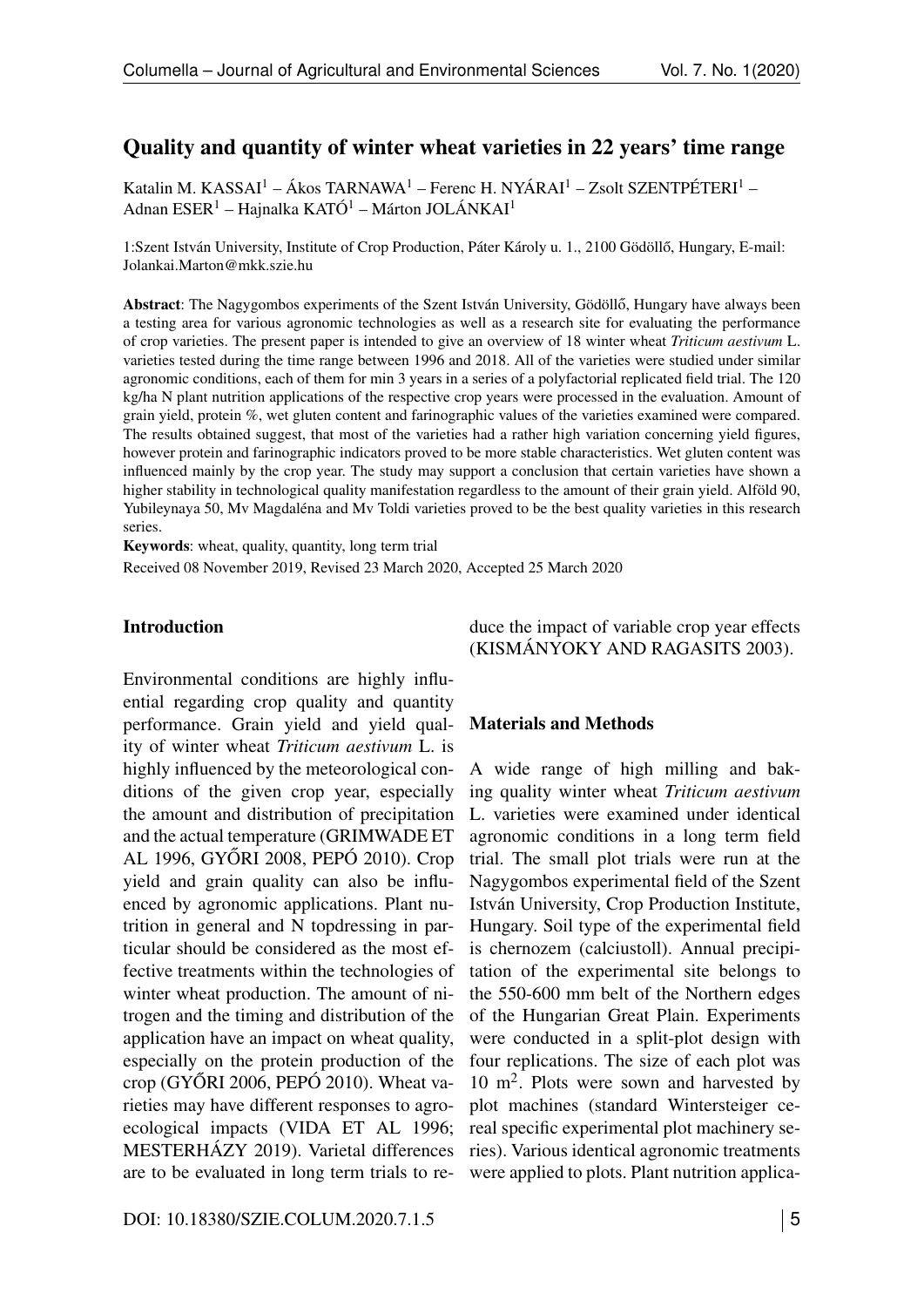# Quality and quantity of winter wheat varieties in 22 years' time range

Katalin M. KASSAI[1] – Ákos TARNAWA[1] – Ferenc H. NYÁRAI[1] – Zsolt SZENTPÉTERI[1] – Adnan ESER[1] – Hajnalka KATÓ[1] – Márton JOLÁNKAI[1]

1:Szent István University, Institute of Crop Production, Páter Károly u. 1., 2100 Gödöllő, Hungary, E-mail: Jolankai.Marton@mkk.szie.hu

**Abstract**: The Nagygombos experiments of the Szent István University, Gödöllő, Hungary have always been a testing area for various agronomic technologies as well as a research site for evaluating the performance of crop varieties. The present paper is intended to give an overview of 18 winter wheat *Triticum aestivum* L. varieties tested during the time range between 1996 and 2018. All of the varieties were studied under similar agronomic conditions, each of them for min 3 years in a series of a polyfactorial replicated field trial. The 120 kg/ha N plant nutrition applications of the respective crop years were processed in the evaluation. Amount of grain yield, protein %, wet gluten content and farinographic values of the varieties examined were compared. The results obtained suggest, that most of the varieties had a rather high variation concerning yield figures, however protein and farinographic indicators proved to be more stable characteristics. Wet gluten content was influenced mainly by the crop year. The study may support a conclusion that certain varieties have shown a higher stability in technological quality manifestation regardless to the amount of their grain yield. Alföld 90, Yubileynaya 50, Mv Magdaléna and Mv Toldi varieties proved to be the best quality varieties in this research series.

**Keywords**: wheat, quality, quantity, long term trial

Received 08 November 2019, Revised 23 March 2020, Accepted 25 March 2020

## Introduction

Environmental conditions are highly influential regarding crop quality and quantity performance. Grain yield and yield quality of winter wheat *Triticum aestivum* L. is highly influenced by the meteorological conditions of the given crop year, especially the amount and distribution of precipitation and the actual temperature (GRIMWADE ET AL 1996, GYŐRI 2008, PEPÓ 2010). Crop yield and grain quality can also be influenced by agronomic applications. Plant nutrition in general and N topdressing in particular should be considered as the most effective treatments within the technologies of winter wheat production. The amount of nitrogen and the timing and distribution of the application have an impact on wheat quality, especially on the protein production of the crop (GYŐRI 2006, PEPÓ 2010). Wheat varieties may have different responses to agroecological impacts (VIDA ET AL 1996; MESTERHÁZY 2019). Varietal differences are to be evaluated in long term trials to reduce the impact of variable crop year effects (KISMÁNYOKY AND RAGASITS 2003).

## Materials and Methods

A wide range of high milling and baking quality winter wheat *Triticum aestivum* L. varieties were examined under identical agronomic conditions in a long term field trial. The small plot trials were run at the Nagygombos experimental field of the Szent István University, Crop Production Institute, Hungary. Soil type of the experimental field is chernozem (calciustoll). Annual precipitation of the experimental site belongs to the 550-600 mm belt of the Northern edges of the Hungarian Great Plain. Experiments were conducted in a split-plot design with four replications. The size of each plot was 10 $m^2$. Plots were sown and harvested by plot machines (standard Wintersteiger cereal specific experimental plot machinery series). Various identical agronomic treatments were applied to plots. Plant nutrition applica-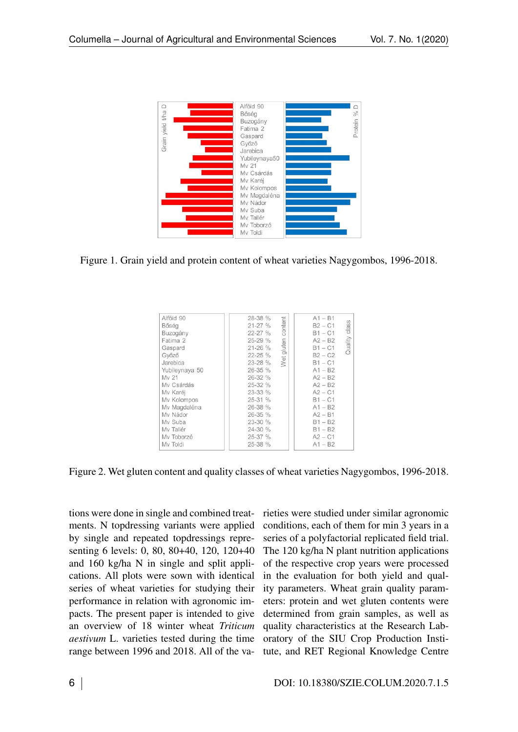Figure 1. Grain yield and protein content of wheat varieties Nagygombos, 1996-2018.

| Variety | Wet gluten content | Quality class |
|---|---|---|
| Alföld 90 | 28-38 % | A1 – B1 |
| Bőség | 21-27 % | B2 – C1 |
| Buzogány | 22-27 % | B1 – C1 |
| Fatima 2 | 25-29 % | A2 – B2 |
| Gaspard | 21-26 % | B1 – C1 |
| Győző | 22-25 % | B2 – C2 |
| Jarebica | 23-28 % | B1 – C1 |
| Yubileynaya 50 | 26-35 % | A1 – B2 |
| Mv 21 | 26-32 % | A2 – B2 |
| Mv Csárdás | 25-32 % | A2 – B2 |
| Mv Karéj | 23-33 % | A2 – C1 |
| Mv Kolompos | 25-31 % | B1 – C1 |
| Mv Magdaléna | 26-38 % | A1 – B2 |
| Mv Nádor | 26-35 % | A2 – B1 |
| Mv Suba | 23-30 % | B1 – B2 |
| Mv Tallér | 24-30 % | B1 – B2 |
| Mv Toborzó | 25-37 % | A2 – C1 |
| Mv Toldi | 25-38 % | A1 – B2 |

Figure 2. Wet gluten content and quality classes of wheat varieties Nagygombos, 1996-2018.

tions were done in single and combined treatments. N topdressing variants were applied by single and repeated topdressings representing 6 levels: 0, 80, 80+40, 120, 120+40 and 160 kg/ha N in single and split applications. All plots were sown with identical series of wheat varieties for studying their performance in relation with agronomic impacts. The present paper is intended to give an overview of 18 winter wheat *Triticum aestivum* L. varieties tested during the time range between 1996 and 2018. All of the varieties were studied under similar agronomic conditions, each of them for min 3 years in a series of a polyfactorial replicated field trial. The 120 kg/ha N plant nutrition applications of the respective crop years were processed in the evaluation for both yield and quality parameters. Wheat grain quality parameters: protein and wet gluten contents were determined from grain samples, as well as quality characteristics at the Research Laboratory of the SIU Crop Production Institute, and RET Regional Knowledge Centre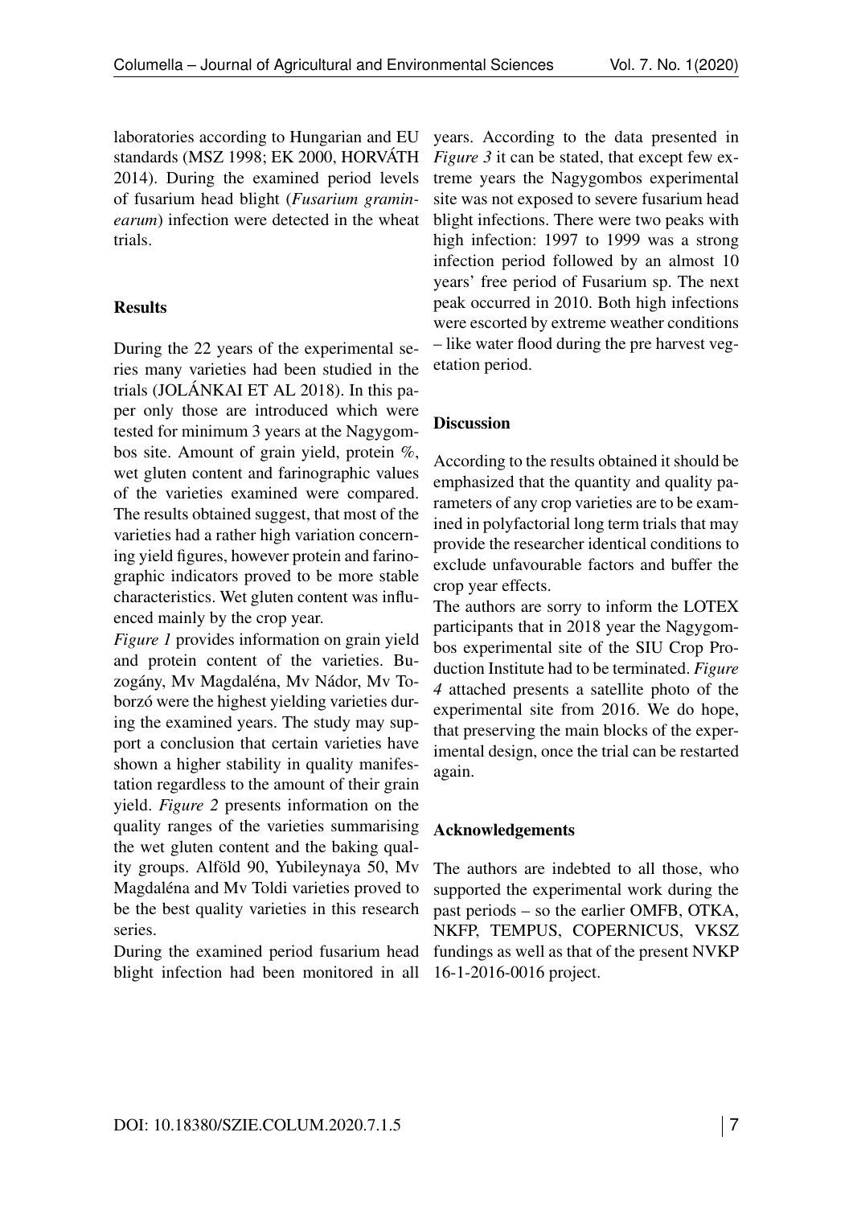laboratories according to Hungarian and EU standards (MSZ 1998; EK 2000, HORVÁTH 2014). During the examined period levels of fusarium head blight (*Fusarium graminearum*) infection were detected in the wheat trials.

## Results

During the 22 years of the experimental series many varieties had been studied in the trials (JOLÁNKAI ET AL 2018). In this paper only those are introduced which were tested for minimum 3 years at the Nagygombos site. Amount of grain yield, protein %, wet gluten content and farinographic values of the varieties examined were compared. The results obtained suggest, that most of the varieties had a rather high variation concerning yield figures, however protein and farinographic indicators proved to be more stable characteristics. Wet gluten content was influenced mainly by the crop year.

*Figure 1* provides information on grain yield and protein content of the varieties. Buzogány, Mv Magdaléna, Mv Nádor, Mv Toborzó were the highest yielding varieties during the examined years. The study may support a conclusion that certain varieties have shown a higher stability in quality manifestation regardless to the amount of their grain yield. *Figure 2* presents information on the quality ranges of the varieties summarising the wet gluten content and the baking quality groups. Alföld 90, Yubileynaya 50, Mv Magdaléna and Mv Toldi varieties proved to be the best quality varieties in this research series.

During the examined period fusarium head blight infection had been monitored in all years. According to the data presented in *Figure 3* it can be stated, that except few extreme years the Nagygombos experimental site was not exposed to severe fusarium head blight infections. There were two peaks with high infection: 1997 to 1999 was a strong infection period followed by an almost 10 years' free period of Fusarium sp. The next peak occurred in 2010. Both high infections were escorted by extreme weather conditions – like water flood during the pre harvest vegetation period.

## Discussion

According to the results obtained it should be emphasized that the quantity and quality parameters of any crop varieties are to be examined in polyfactorial long term trials that may provide the researcher identical conditions to exclude unfavourable factors and buffer the crop year effects.

The authors are sorry to inform the LOTEX participants that in 2018 year the Nagygombos experimental site of the SIU Crop Production Institute had to be terminated. *Figure 4* attached presents a satellite photo of the experimental site from 2016. We do hope, that preserving the main blocks of the experimental design, once the trial can be restarted again.

## Acknowledgements

The authors are indebted to all those, who supported the experimental work during the past periods – so the earlier OMFB, OTKA, NKFP, TEMPUS, COPERNICUS, VKSZ fundings as well as that of the present NVKP 16-1-2016-0016 project.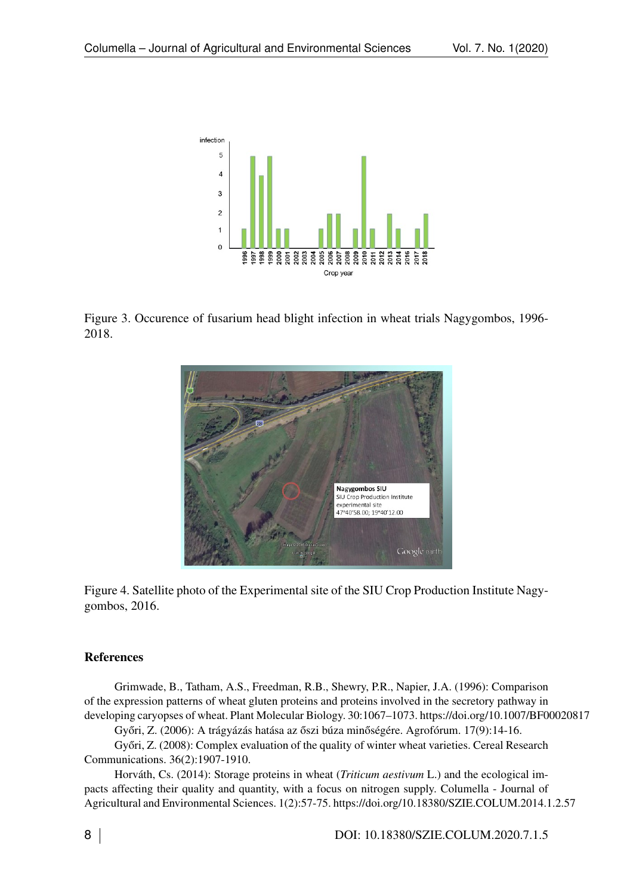Figure 3. Occurence of fusarium head blight infection in wheat trials Nagygombos, 1996-2018.

Figure 4. Satellite photo of the Experimental site of the SIU Crop Production Institute Nagygombos, 2016.

## References

Grimwade, B., Tatham, A.S., Freedman, R.B., Shewry, P.R., Napier, J.A. (1996): Comparison of the expression patterns of wheat gluten proteins and proteins involved in the secretory pathway in developing caryopses of wheat. Plant Molecular Biology. 30:1067–1073. https://doi.org/10.1007/BF00020817

Győri, Z. (2006): A trágyázás hatása az őszi búza minőségére. Agrofórum. 17(9):14-16.

Győri, Z. (2008): Complex evaluation of the quality of winter wheat varieties. Cereal Research Communications. 36(2):1907-1910.

Horváth, Cs. (2014): Storage proteins in wheat (*Triticum aestivum* L.) and the ecological impacts affecting their quality and quantity, with a focus on nitrogen supply. Columella - Journal of Agricultural and Environmental Sciences. 1(2):57-75. https://doi.org/10.18380/SZIE.COLUM.2014.1.2.57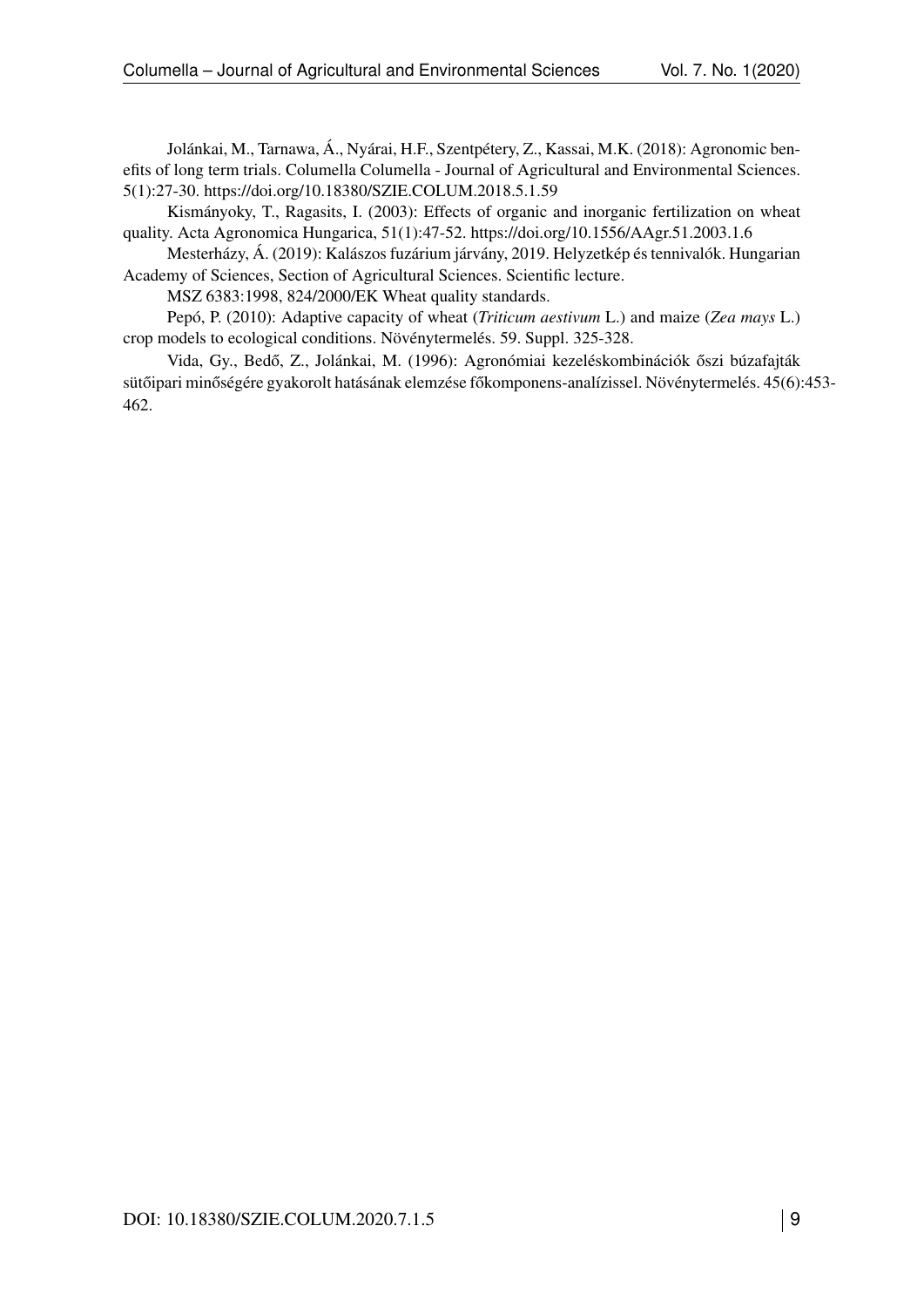Jolánkai, M., Tarnawa, Á., Nyárai, H.F., Szentpétery, Z., Kassai, M.K. (2018): Agronomic benefits of long term trials. Columella Columella - Journal of Agricultural and Environmental Sciences. 5(1):27-30. https://doi.org/10.18380/SZIE.COLUM.2018.5.1.59

Kismányoky, T., Ragasits, I. (2003): Effects of organic and inorganic fertilization on wheat quality. Acta Agronomica Hungarica, 51(1):47-52. https://doi.org/10.1556/AAgr.51.2003.1.6

Mesterházy, Á. (2019): Kalászos fuzárium járvány, 2019. Helyzetkép és tennivalók. Hungarian Academy of Sciences, Section of Agricultural Sciences. Scientific lecture.

MSZ 6383:1998, 824/2000/EK Wheat quality standards.

Pepó, P. (2010): Adaptive capacity of wheat (*Triticum aestivum* L.) and maize (*Zea mays* L.) crop models to ecological conditions. Növénytermelés. 59. Suppl. 325-328.

Vida, Gy., Bedő, Z., Jolánkai, M. (1996): Agronómiai kezeléskombinációk őszi búzafajták sütőipari minőségére gyakorolt hatásának elemzése főkomponens-analízissel. Növénytermelés. 45(6):453-462.